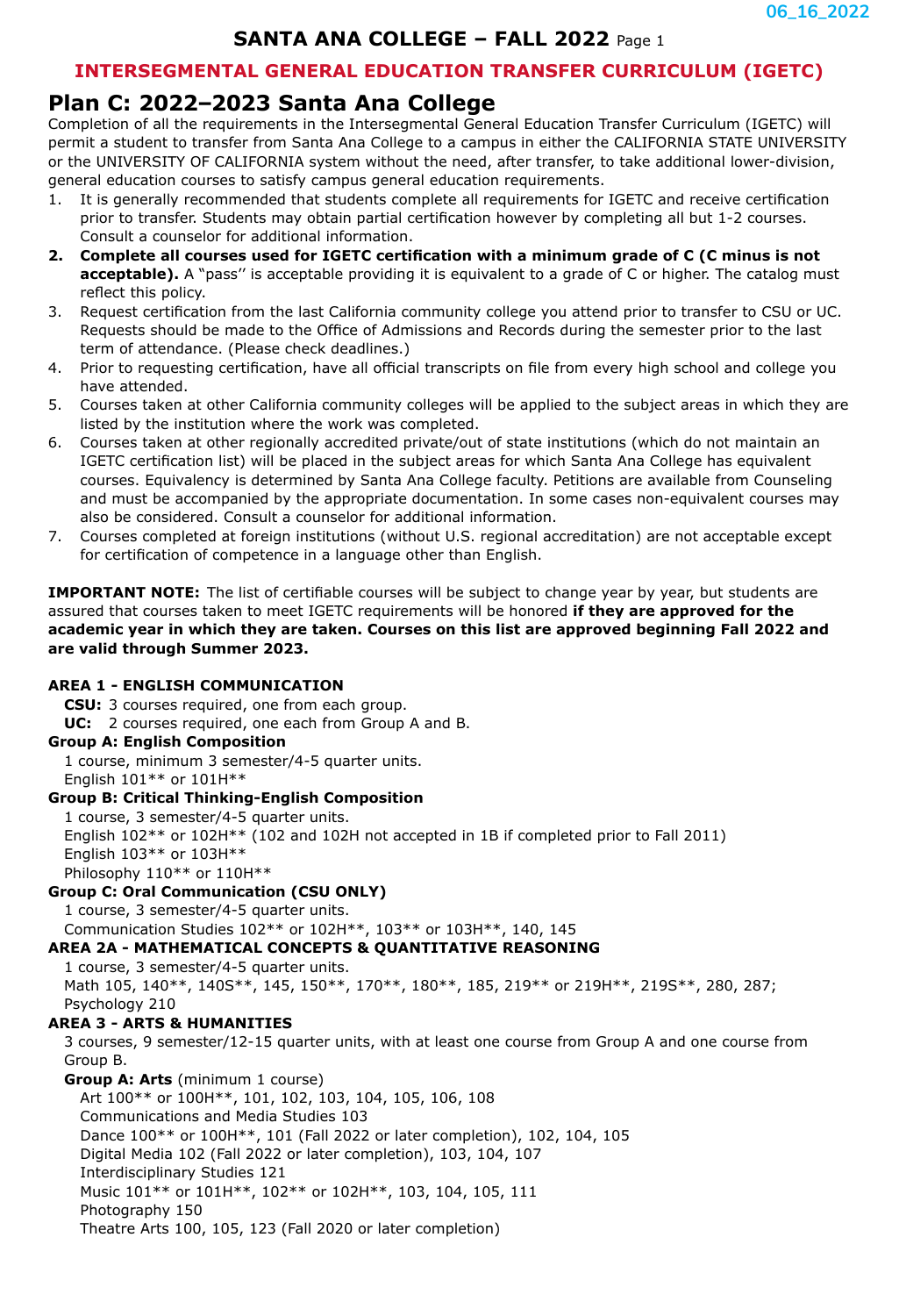## SANTA ANA COLLEGE – FALL 2022

## INTERSEGMENTAL GENERAL EDUCATION TRANSFER CURRICULUM (IGETC)

# Plan C: 2022–2023 Santa Ana College

Completion of all the requirements in the Intersegmental General Education Transfer Curriculum (IGETC) will permit a student to transfer from Santa Ana College to a campus in either the CALIFORNIA STATE UNIVERSITY or the UNIVERSITY OF CALIFORNIA system without the need, after transfer, to take additional lower-division, general education courses to satisfy campus general education requirements.

1. It is generally recommended that students complete all requirements for IGETC and receive certification prior to transfer. Students may obtain partial certification however by completing all but 1-2 courses. Consult a counselor for additional information.
2. **Complete all courses used for IGETC certification with a minimum grade of C (C minus is not acceptable).** A "pass'' is acceptable providing it is equivalent to a grade of C or higher. The catalog must reflect this policy.
3. Request certification from the last California community college you attend prior to transfer to CSU or UC. Requests should be made to the Office of Admissions and Records during the semester prior to the last term of attendance. (Please check deadlines.)
4. Prior to requesting certification, have all official transcripts on file from every high school and college you have attended.
5. Courses taken at other California community colleges will be applied to the subject areas in which they are listed by the institution where the work was completed.
6. Courses taken at other regionally accredited private/out of state institutions (which do not maintain an IGETC certification list) will be placed in the subject areas for which Santa Ana College has equivalent courses. Equivalency is determined by Santa Ana College faculty. Petitions are available from Counseling and must be accompanied by the appropriate documentation. In some cases non-equivalent courses may also be considered. Consult a counselor for additional information.
7. Courses completed at foreign institutions (without U.S. regional accreditation) are not acceptable except for certification of competence in a language other than English.

**IMPORTANT NOTE:** The list of certifiable courses will be subject to change year by year, but students are assured that courses taken to meet IGETC requirements will be honored **if they are approved for the academic year in which they are taken. Courses on this list are approved beginning Fall 2022 and are valid through Summer 2023.**

**AREA 1 - ENGLISH COMMUNICATION**

**CSU:** 3 courses required, one from each group.
**UC:** 2 courses required, one each from Group A and B.

**Group A: English Composition**
1 course, minimum 3 semester/4-5 quarter units.
English 101** or 101H**

**Group B: Critical Thinking-English Composition**
1 course, 3 semester/4-5 quarter units.
English 102** or 102H** (102 and 102H not accepted in 1B if completed prior to Fall 2011)
English 103** or 103H**
Philosophy 110** or 110H**

**Group C: Oral Communication (CSU ONLY)**
1 course, 3 semester/4-5 quarter units.
Communication Studies 102** or 102H**, 103** or 103H**, 140, 145

**AREA 2A - MATHEMATICAL CONCEPTS & QUANTITATIVE REASONING**
1 course, 3 semester/4-5 quarter units.
Math 105, 140**, 140S**, 145, 150**, 170**, 180**, 185, 219** or 219H**, 219S**, 280, 287;
Psychology 210

**AREA 3 - ARTS & HUMANITIES**
3 courses, 9 semester/12-15 quarter units, with at least one course from Group A and one course from Group B.

**Group A: Arts** (minimum 1 course)
Art 100** or 100H**, 101, 102, 103, 104, 105, 106, 108
Communications and Media Studies 103
Dance 100** or 100H**, 101 (Fall 2022 or later completion), 102, 104, 105
Digital Media 102 (Fall 2022 or later completion), 103, 104, 107
Interdisciplinary Studies 121
Music 101** or 101H**, 102** or 102H**, 103, 104, 105, 111
Photography 150
Theatre Arts 100, 105, 123 (Fall 2020 or later completion)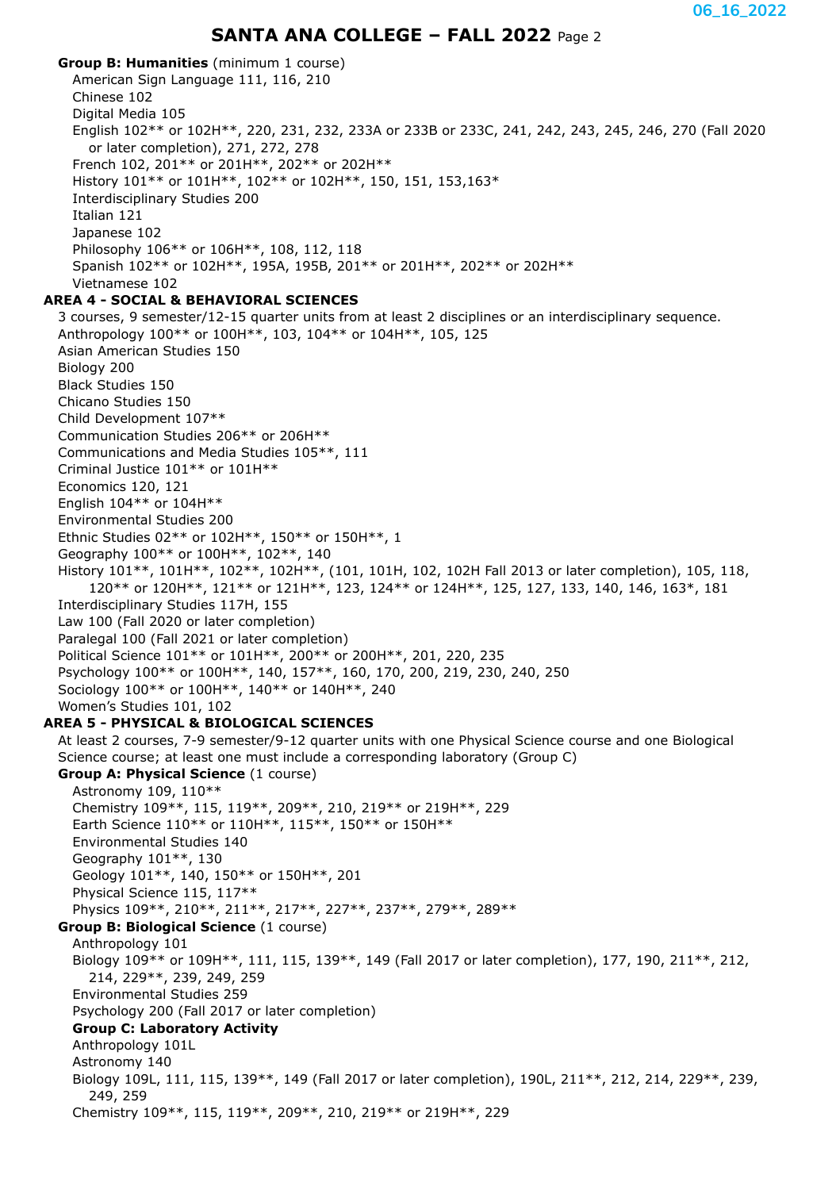**Group B: Humanities** (minimum 1 course)

American Sign Language 111, 116, 210
Chinese 102
Digital Media 105
English 102** or 102H**, 220, 231, 232, 233A or 233B or 233C, 241, 242, 243, 245, 246, 270 (Fall 2020 or later completion), 271, 272, 278
French 102, 201** or 201H**, 202** or 202H**
History 101** or 101H**, 102** or 102H**, 150, 151, 153,163*
Interdisciplinary Studies 200
Italian 121
Japanese 102
Philosophy 106** or 106H**, 108, 112, 118
Spanish 102** or 102H**, 195A, 195B, 201** or 201H**, 202** or 202H**
Vietnamese 102

**AREA 4 - SOCIAL & BEHAVIORAL SCIENCES**

3 courses, 9 semester/12-15 quarter units from at least 2 disciplines or an interdisciplinary sequence.
Anthropology 100** or 100H**, 103, 104** or 104H**, 105, 125
Asian American Studies 150
Biology 200
Black Studies 150
Chicano Studies 150
Child Development 107**
Communication Studies 206** or 206H**
Communications and Media Studies 105**, 111
Criminal Justice 101** or 101H**
Economics 120, 121
English 104** or 104H**
Environmental Studies 200
Ethnic Studies 02** or 102H**, 150** or 150H**, 1
Geography 100** or 100H**, 102**, 140
History 101**, 101H**, 102**, 102H**, (101, 101H, 102, 102H Fall 2013 or later completion), 105, 118, 120** or 120H**, 121** or 121H**, 123, 124** or 124H**, 125, 127, 133, 140, 146, 163*, 181
Interdisciplinary Studies 117H, 155
Law 100 (Fall 2020 or later completion)
Paralegal 100 (Fall 2021 or later completion)
Political Science 101** or 101H**, 200** or 200H**, 201, 220, 235
Psychology 100** or 100H**, 140, 157**, 160, 170, 200, 219, 230, 240, 250
Sociology 100** or 100H**, 140** or 140H**, 240
Women's Studies 101, 102

**AREA 5 - PHYSICAL & BIOLOGICAL SCIENCES**

At least 2 courses, 7-9 semester/9-12 quarter units with one Physical Science course and one Biological Science course; at least one must include a corresponding laboratory (Group C)

**Group A: Physical Science** (1 course)

Astronomy 109, 110**
Chemistry 109**, 115, 119**, 209**, 210, 219** or 219H**, 229
Earth Science 110** or 110H**, 115**, 150** or 150H**
Environmental Studies 140
Geography 101**, 130
Geology 101**, 140, 150** or 150H**, 201
Physical Science 115, 117**
Physics 109**, 210**, 211**, 217**, 227**, 237**, 279**, 289**

**Group B: Biological Science** (1 course)

Anthropology 101
Biology 109** or 109H**, 111, 115, 139**, 149 (Fall 2017 or later completion), 177, 190, 211**, 212, 214, 229**, 239, 249, 259
Environmental Studies 259
Psychology 200 (Fall 2017 or later completion)

**Group C: Laboratory Activity**

Anthropology 101L
Astronomy 140
Biology 109L, 111, 115, 139**, 149 (Fall 2017 or later completion), 190L, 211**, 212, 214, 229**, 239, 249, 259
Chemistry 109**, 115, 119**, 209**, 210, 219** or 219H**, 229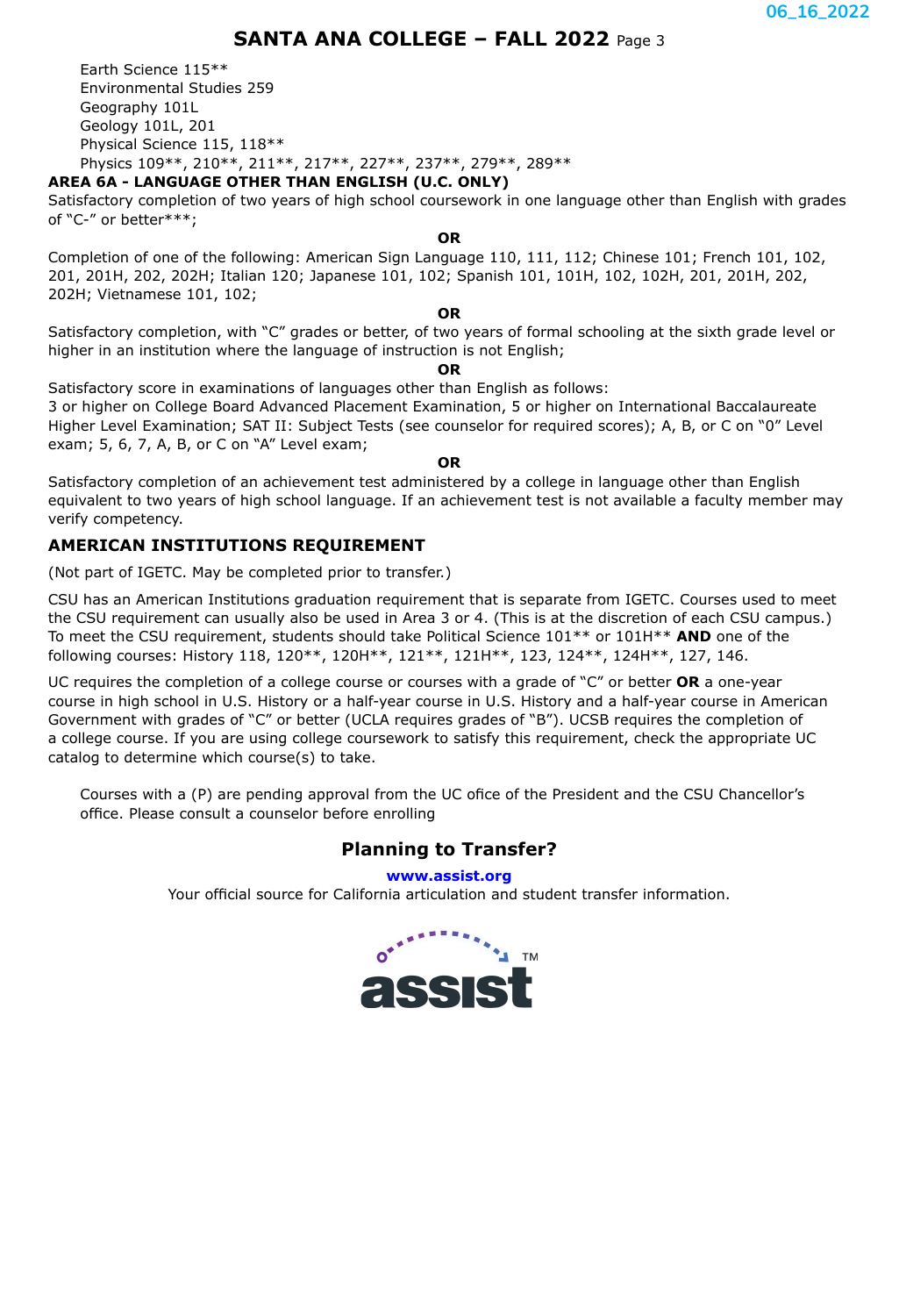Earth Science 115**
Environmental Studies 259
Geography 101L
Geology 101L, 201
Physical Science 115, 118**
Physics 109**, 210**, 211**, 217**, 227**, 237**, 279**, 289**

**AREA 6A - LANGUAGE OTHER THAN ENGLISH (U.C. ONLY)**

Satisfactory completion of two years of high school coursework in one language other than English with grades of "C-" or better***;

**OR**

Completion of one of the following: American Sign Language 110, 111, 112; Chinese 101; French 101, 102, 201, 201H, 202, 202H; Italian 120; Japanese 101, 102; Spanish 101, 101H, 102, 102H, 201, 201H, 202, 202H; Vietnamese 101, 102;

**OR**

Satisfactory completion, with "C" grades or better, of two years of formal schooling at the sixth grade level or higher in an institution where the language of instruction is not English;

**OR**

Satisfactory score in examinations of languages other than English as follows:
3 or higher on College Board Advanced Placement Examination, 5 or higher on International Baccalaureate Higher Level Examination; SAT II: Subject Tests (see counselor for required scores); A, B, or C on "0" Level exam; 5, 6, 7, A, B, or C on "A" Level exam;

**OR**

Satisfactory completion of an achievement test administered by a college in language other than English equivalent to two years of high school language. If an achievement test is not available a faculty member may verify competency.

## AMERICAN INSTITUTIONS REQUIREMENT

(Not part of IGETC. May be completed prior to transfer.)

CSU has an American Institutions graduation requirement that is separate from IGETC. Courses used to meet the CSU requirement can usually also be used in Area 3 or 4. (This is at the discretion of each CSU campus.) To meet the CSU requirement, students should take Political Science 101** or 101H** **AND** one of the following courses: History 118, 120**, 120H**, 121**, 121H**, 123, 124**, 124H**, 127, 146.

UC requires the completion of a college course or courses with a grade of "C" or better **OR** a one-year course in high school in U.S. History or a half-year course in U.S. History and a half-year course in American Government with grades of "C" or better (UCLA requires grades of "B"). UCSB requires the completion of a college course. If you are using college coursework to satisfy this requirement, check the appropriate UC catalog to determine which course(s) to take.

Courses with a (P) are pending approval from the UC ofice of the President and the CSU Chancellor's office. Please consult a counselor before enrolling

## Planning to Transfer?

**www.assist.org**
Your official source for California articulation and student transfer information.

assist™